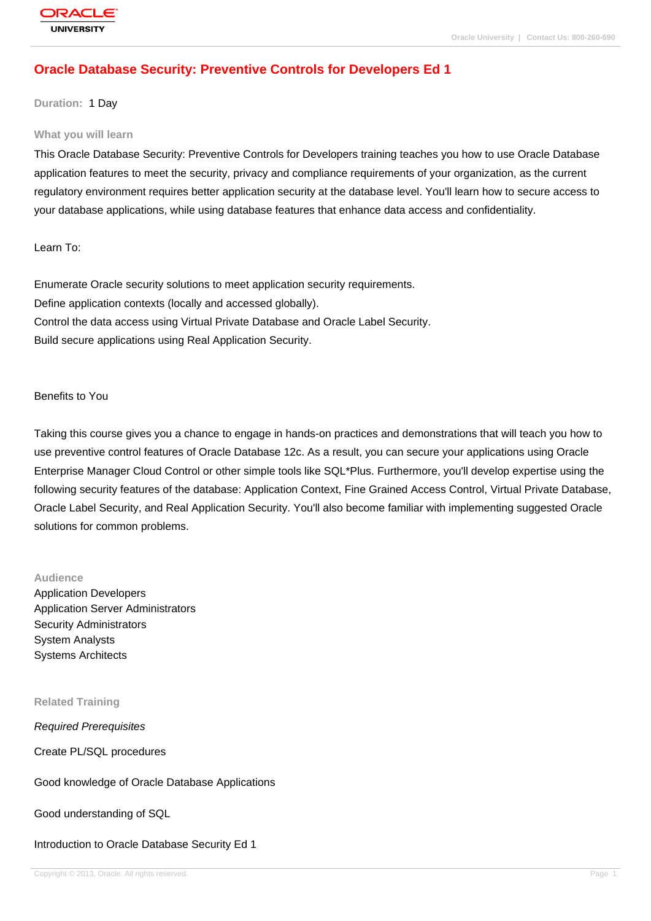# Oracle Database Security: Preventive Controls for Developers Ed 1

**Duration:** 1 Day

## What you will learn

This Oracle Database Security: Preventive Controls for Developers training teaches you how to use Oracle Database application features to meet the security, privacy and compliance requirements of your organization, as the current regulatory environment requires better application security at the database level. You'll learn how to secure access to your database applications, while using database features that enhance data access and confidentiality.

Learn To:

Enumerate Oracle security solutions to meet application security requirements.
Define application contexts (locally and accessed globally).
Control the data access using Virtual Private Database and Oracle Label Security.
Build secure applications using Real Application Security.

Benefits to You

Taking this course gives you a chance to engage in hands-on practices and demonstrations that will teach you how to use preventive control features of Oracle Database 12c. As a result, you can secure your applications using Oracle Enterprise Manager Cloud Control or other simple tools like SQL*Plus. Furthermore, you'll develop expertise using the following security features of the database: Application Context, Fine Grained Access Control, Virtual Private Database, Oracle Label Security, and Real Application Security. You'll also become familiar with implementing suggested Oracle solutions for common problems.

## Audience

Application Developers
Application Server Administrators
Security Administrators
System Analysts
Systems Architects

## Related Training

*Required Prerequisites*

Create PL/SQL procedures

Good knowledge of Oracle Database Applications

Good understanding of SQL

Introduction to Oracle Database Security Ed 1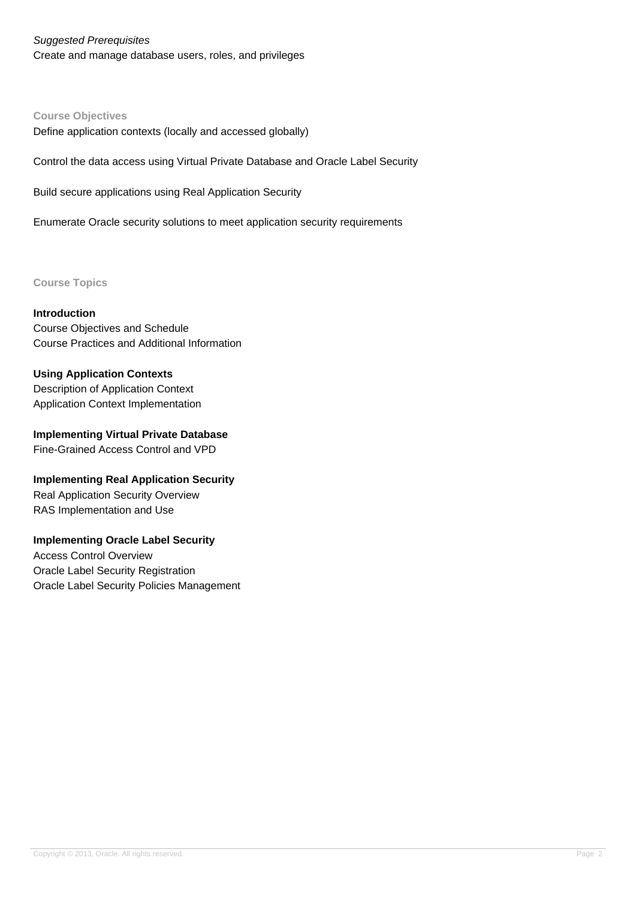*Suggested Prerequisites*

Create and manage database users, roles, and privileges

## Course Objectives

Define application contexts (locally and accessed globally)

Control the data access using Virtual Private Database and Oracle Label Security

Build secure applications using Real Application Security

Enumerate Oracle security solutions to meet application security requirements

## Course Topics

### Introduction

Course Objectives and Schedule
Course Practices and Additional Information

### Using Application Contexts

Description of Application Context
Application Context Implementation

### Implementing Virtual Private Database

Fine-Grained Access Control and VPD

### Implementing Real Application Security

Real Application Security Overview
RAS Implementation and Use

### Implementing Oracle Label Security

Access Control Overview
Oracle Label Security Registration
Oracle Label Security Policies Management